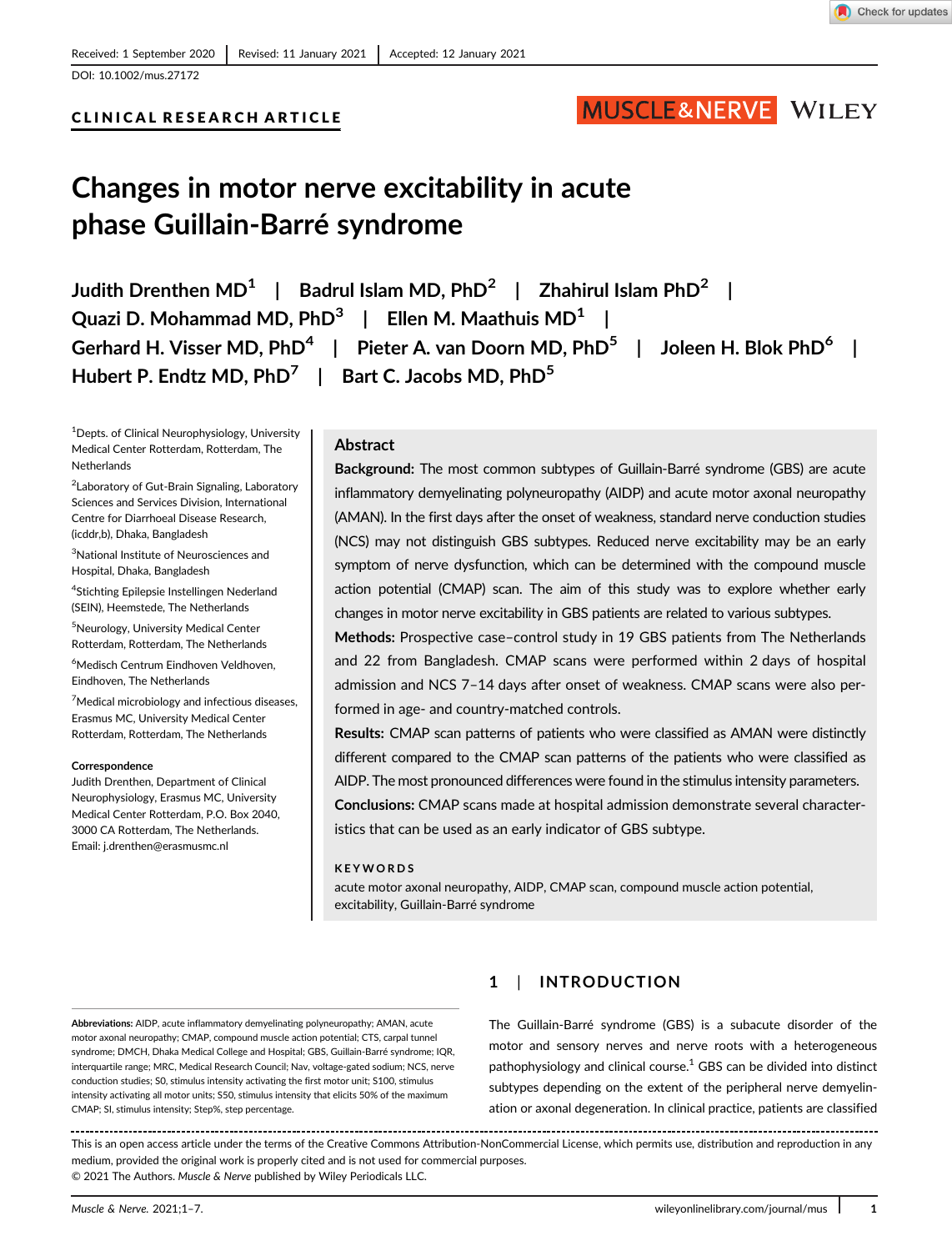Received: 1 September 2020 | Revised: 11 January 2021 | Accepted: 12 January 2021

DOI: 10.1002/mus.27172

CLINICAL RESEARCH ARTICLE

# Changes in motor nerve excitability in acute phase Guillain-Barré syndrome

Judith Drenthen MD[1] | Badrul Islam MD, PhD[2] | Zhahirul Islam PhD[2] | Quazi D. Mohammad MD, PhD[3] | Ellen M. Maathuis MD[1] | Gerhard H. Visser MD, PhD[4] | Pieter A. van Doorn MD, PhD[5] | Joleen H. Blok PhD[6] | Hubert P. Endtz MD, PhD[7] | Bart C. Jacobs MD, PhD[5]

[1]Depts. of Clinical Neurophysiology, University Medical Center Rotterdam, Rotterdam, The Netherlands

[2]Laboratory of Gut-Brain Signaling, Laboratory Sciences and Services Division, International Centre for Diarrhoeal Disease Research, (icddr,b), Dhaka, Bangladesh

[3]National Institute of Neurosciences and Hospital, Dhaka, Bangladesh

[4]Stichting Epilepsie Instellingen Nederland (SEIN), Heemstede, The Netherlands

[5]Neurology, University Medical Center Rotterdam, Rotterdam, The Netherlands

[6]Medisch Centrum Eindhoven Veldhoven, Eindhoven, The Netherlands

[7]Medical microbiology and infectious diseases, Erasmus MC, University Medical Center Rotterdam, Rotterdam, The Netherlands

**Correspondence**
Judith Drenthen, Department of Clinical Neurophysiology, Erasmus MC, University Medical Center Rotterdam, P.O. Box 2040, 3000 CA Rotterdam, The Netherlands.
Email: j.drenthen@erasmusmc.nl

## Abstract

**Background:** The most common subtypes of Guillain-Barré syndrome (GBS) are acute inflammatory demyelinating polyneuropathy (AIDP) and acute motor axonal neuropathy (AMAN). In the first days after the onset of weakness, standard nerve conduction studies (NCS) may not distinguish GBS subtypes. Reduced nerve excitability may be an early symptom of nerve dysfunction, which can be determined with the compound muscle action potential (CMAP) scan. The aim of this study was to explore whether early changes in motor nerve excitability in GBS patients are related to various subtypes.

**Methods:** Prospective case–control study in 19 GBS patients from The Netherlands and 22 from Bangladesh. CMAP scans were performed within 2 days of hospital admission and NCS 7–14 days after onset of weakness. CMAP scans were also performed in age- and country-matched controls.

**Results:** CMAP scan patterns of patients who were classified as AMAN were distinctly different compared to the CMAP scan patterns of the patients who were classified as AIDP. The most pronounced differences were found in the stimulus intensity parameters.

**Conclusions:** CMAP scans made at hospital admission demonstrate several characteristics that can be used as an early indicator of GBS subtype.

**KEYWORDS**

acute motor axonal neuropathy, AIDP, CMAP scan, compound muscle action potential, excitability, Guillain-Barré syndrome

## 1 | INTRODUCTION

The Guillain-Barré syndrome (GBS) is a subacute disorder of the motor and sensory nerves and nerve roots with a heterogeneous pathophysiology and clinical course.[1] GBS can be divided into distinct subtypes depending on the extent of the peripheral nerve demyelination or axonal degeneration. In clinical practice, patients are classified

**Abbreviations:** AIDP, acute inflammatory demyelinating polyneuropathy; AMAN, acute motor axonal neuropathy; CMAP, compound muscle action potential; CTS, carpal tunnel syndrome; DMCH, Dhaka Medical College and Hospital; GBS, Guillain-Barré syndrome; IQR, interquartile range; MRC, Medical Research Council; Nav, voltage-gated sodium; NCS, nerve conduction studies; S0, stimulus intensity activating the first motor unit; S100, stimulus intensity activating all motor units; S50, stimulus intensity that elicits 50% of the maximum CMAP; SI, stimulus intensity; Step%, step percentage.

This is an open access article under the terms of the Creative Commons Attribution-NonCommercial License, which permits use, distribution and reproduction in any medium, provided the original work is properly cited and is not used for commercial purposes.
© 2021 The Authors. *Muscle & Nerve* published by Wiley Periodicals LLC.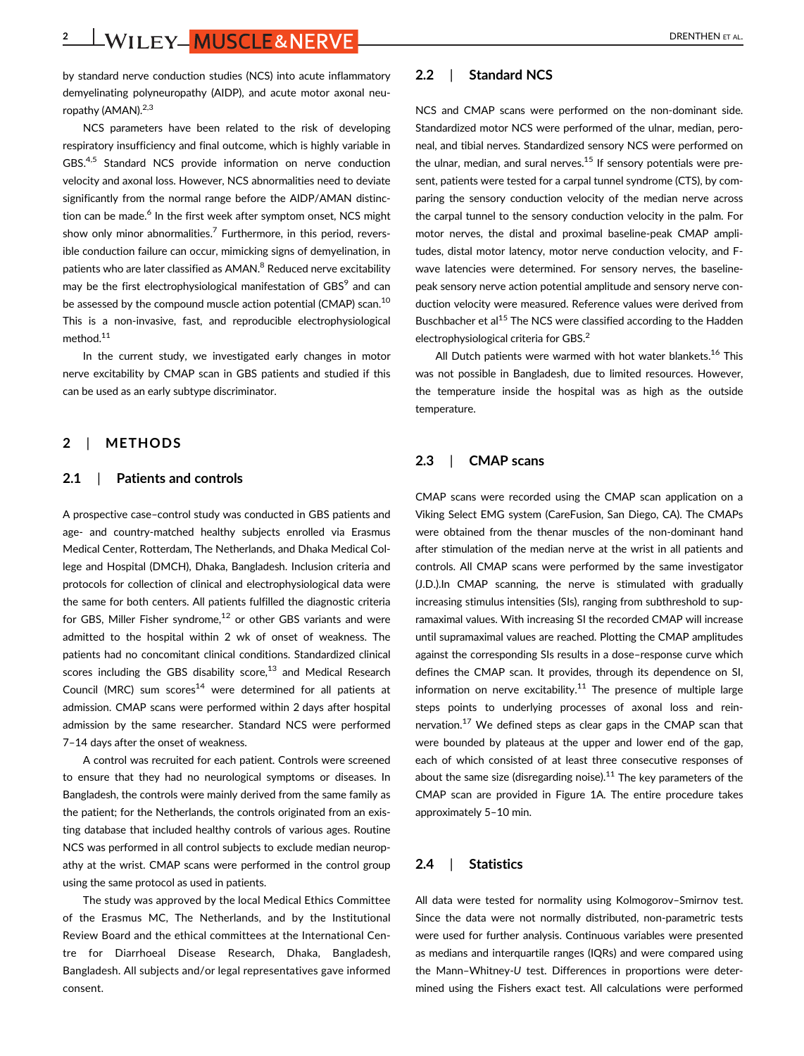by standard nerve conduction studies (NCS) into acute inflammatory demyelinating polyneuropathy (AIDP), and acute motor axonal neuropathy (AMAN).[2,3]

NCS parameters have been related to the risk of developing respiratory insufficiency and final outcome, which is highly variable in GBS.[4,5] Standard NCS provide information on nerve conduction velocity and axonal loss. However, NCS abnormalities need to deviate significantly from the normal range before the AIDP/AMAN distinction can be made.[6] In the first week after symptom onset, NCS might show only minor abnormalities.[7] Furthermore, in this period, reversible conduction failure can occur, mimicking signs of demyelination, in patients who are later classified as AMAN.[8] Reduced nerve excitability may be the first electrophysiological manifestation of GBS[9] and can be assessed by the compound muscle action potential (CMAP) scan.[10] This is a non-invasive, fast, and reproducible electrophysiological method.[11]

In the current study, we investigated early changes in motor nerve excitability by CMAP scan in GBS patients and studied if this can be used as an early subtype discriminator.

## 2 | METHODS

### 2.1 | Patients and controls

A prospective case–control study was conducted in GBS patients and age- and country-matched healthy subjects enrolled via Erasmus Medical Center, Rotterdam, The Netherlands, and Dhaka Medical College and Hospital (DMCH), Dhaka, Bangladesh. Inclusion criteria and protocols for collection of clinical and electrophysiological data were the same for both centers. All patients fulfilled the diagnostic criteria for GBS, Miller Fisher syndrome,[12] or other GBS variants and were admitted to the hospital within 2 wk of onset of weakness. The patients had no concomitant clinical conditions. Standardized clinical scores including the GBS disability score,[13] and Medical Research Council (MRC) sum scores[14] were determined for all patients at admission. CMAP scans were performed within 2 days after hospital admission by the same researcher. Standard NCS were performed 7–14 days after the onset of weakness.

A control was recruited for each patient. Controls were screened to ensure that they had no neurological symptoms or diseases. In Bangladesh, the controls were mainly derived from the same family as the patient; for the Netherlands, the controls originated from an existing database that included healthy controls of various ages. Routine NCS was performed in all control subjects to exclude median neuropathy at the wrist. CMAP scans were performed in the control group using the same protocol as used in patients.

The study was approved by the local Medical Ethics Committee of the Erasmus MC, The Netherlands, and by the Institutional Review Board and the ethical committees at the International Centre for Diarrhoeal Disease Research, Dhaka, Bangladesh, Bangladesh. All subjects and/or legal representatives gave informed consent.

### 2.2 | Standard NCS

NCS and CMAP scans were performed on the non-dominant side. Standardized motor NCS were performed of the ulnar, median, peroneal, and tibial nerves. Standardized sensory NCS were performed on the ulnar, median, and sural nerves.[15] If sensory potentials were present, patients were tested for a carpal tunnel syndrome (CTS), by comparing the sensory conduction velocity of the median nerve across the carpal tunnel to the sensory conduction velocity in the palm. For motor nerves, the distal and proximal baseline-peak CMAP amplitudes, distal motor latency, motor nerve conduction velocity, and F-wave latencies were determined. For sensory nerves, the baseline-peak sensory nerve action potential amplitude and sensory nerve conduction velocity were measured. Reference values were derived from Buschbacher et al[15] The NCS were classified according to the Hadden electrophysiological criteria for GBS.[2]

All Dutch patients were warmed with hot water blankets.[16] This was not possible in Bangladesh, due to limited resources. However, the temperature inside the hospital was as high as the outside temperature.

### 2.3 | CMAP scans

CMAP scans were recorded using the CMAP scan application on a Viking Select EMG system (CareFusion, San Diego, CA). The CMAPs were obtained from the thenar muscles of the non-dominant hand after stimulation of the median nerve at the wrist in all patients and controls. All CMAP scans were performed by the same investigator (J.D.).In CMAP scanning, the nerve is stimulated with gradually increasing stimulus intensities (SIs), ranging from subthreshold to supramaximal values. With increasing SI the recorded CMAP will increase until supramaximal values are reached. Plotting the CMAP amplitudes against the corresponding SIs results in a dose–response curve which defines the CMAP scan. It provides, through its dependence on SI, information on nerve excitability.[11] The presence of multiple large steps points to underlying processes of axonal loss and reinnervation.[17] We defined steps as clear gaps in the CMAP scan that were bounded by plateaus at the upper and lower end of the gap, each of which consisted of at least three consecutive responses of about the same size (disregarding noise).[11] The key parameters of the CMAP scan are provided in Figure 1A. The entire procedure takes approximately 5–10 min.

### 2.4 | Statistics

All data were tested for normality using Kolmogorov–Smirnov test. Since the data were not normally distributed, non-parametric tests were used for further analysis. Continuous variables were presented as medians and interquartile ranges (IQRs) and were compared using the Mann–Whitney-*U* test. Differences in proportions were determined using the Fishers exact test. All calculations were performed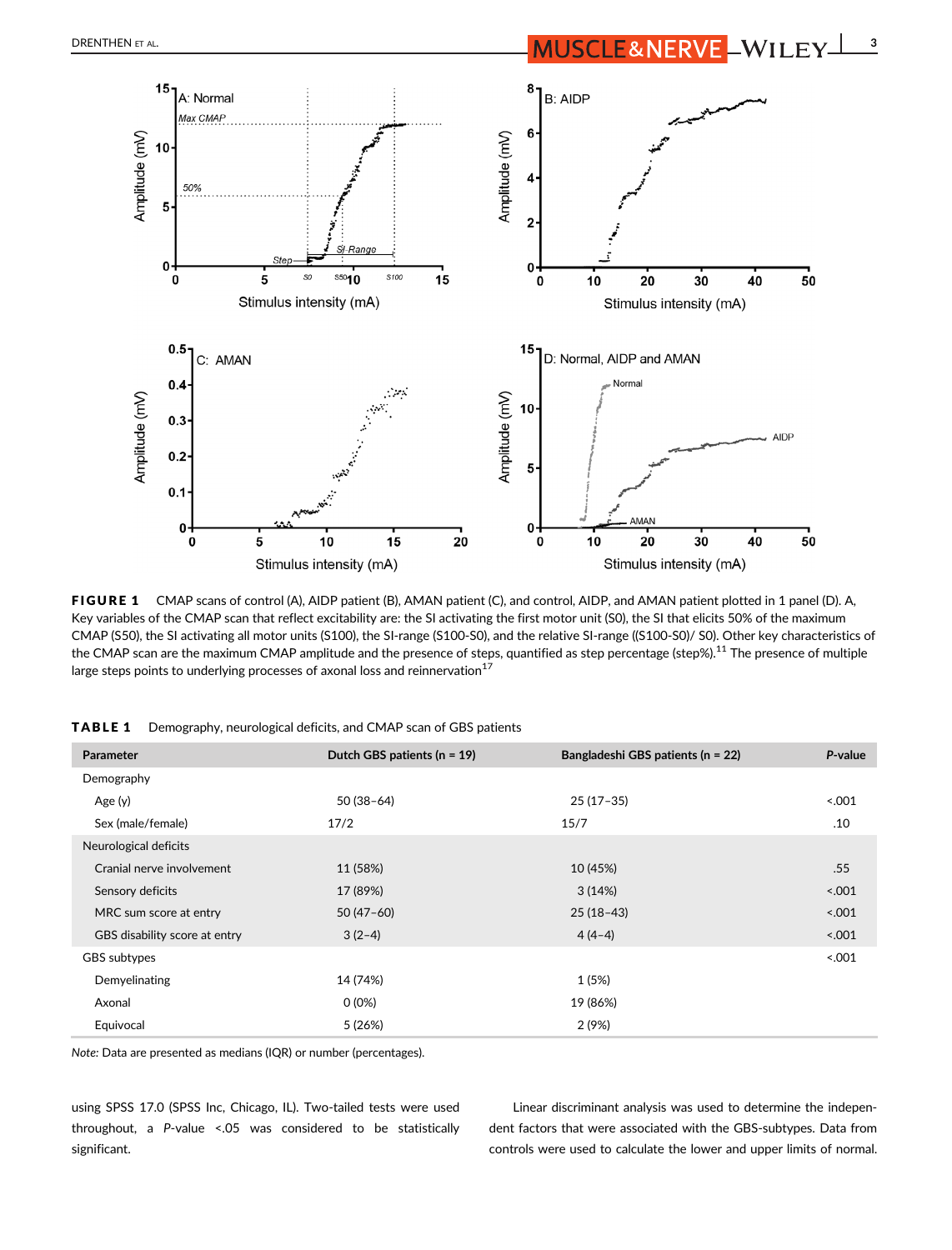**FIGURE 1** CMAP scans of control (A), AIDP patient (B), AMAN patient (C), and control, AIDP, and AMAN patient plotted in 1 panel (D). A, Key variables of the CMAP scan that reflect excitability are: the SI activating the first motor unit (S0), the SI that elicits 50% of the maximum CMAP (S50), the SI activating all motor units (S100), the SI-range (S100-S0), and the relative SI-range ((S100-S0)/ S0). Other key characteristics of the CMAP scan are the maximum CMAP amplitude and the presence of steps, quantified as step percentage (step%).[11] The presence of multiple large steps points to underlying processes of axonal loss and reinnervation[17]

**TABLE 1** Demography, neurological deficits, and CMAP scan of GBS patients

| Parameter | Dutch GBS patients (n = 19) | Bangladeshi GBS patients (n = 22) | *P*-value |
|---|---|---|---|
| Demography | | | |
| Age (y) | 50 (38–64) | 25 (17–35) | <.001 |
| Sex (male/female) | 17/2 | 15/7 | .10 |
| Neurological deficits | | | |
| Cranial nerve involvement | 11 (58%) | 10 (45%) | .55 |
| Sensory deficits | 17 (89%) | 3 (14%) | <.001 |
| MRC sum score at entry | 50 (47–60) | 25 (18–43) | <.001 |
| GBS disability score at entry | 3 (2–4) | 4 (4–4) | <.001 |
| GBS subtypes | | | <.001 |
| Demyelinating | 14 (74%) | 1 (5%) | |
| Axonal | 0 (0%) | 19 (86%) | |
| Equivocal | 5 (26%) | 2 (9%) | |

*Note:* Data are presented as medians (IQR) or number (percentages).

using SPSS 17.0 (SPSS Inc, Chicago, IL). Two-tailed tests were used throughout, a *P*-value <.05 was considered to be statistically significant.

Linear discriminant analysis was used to determine the independent factors that were associated with the GBS-subtypes. Data from controls were used to calculate the lower and upper limits of normal.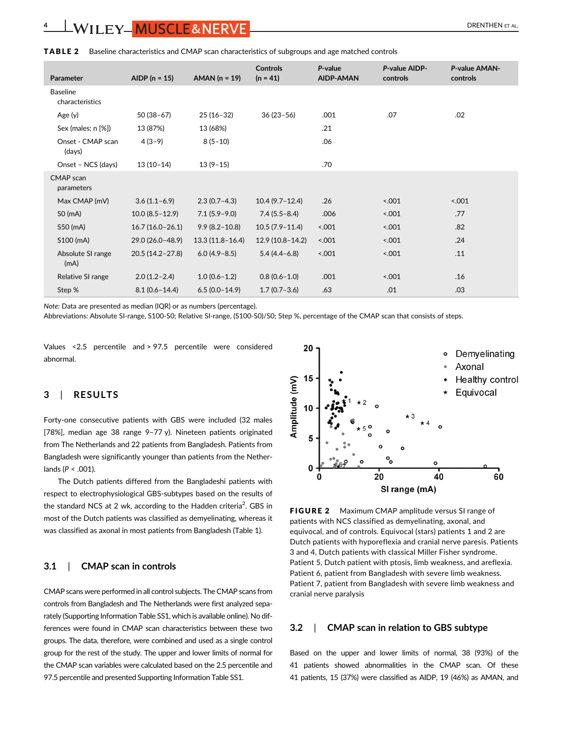**TABLE 2** Baseline characteristics and CMAP scan characteristics of subgroups and age matched controls

| Parameter | AIDP (n = 15) | AMAN (n = 19) | Controls (n = 41) | P-value AIDP-AMAN | P-value AIDP-controls | P-value AMAN-controls |
|---|---|---|---|---|---|---|
| Baseline characteristics | | | | | | |
| Age (y) | 50 (38–67) | 25 (16–32) | 36 (23–56) | .001 | .07 | .02 |
| Sex (males; n [%]) | 13 (87%) | 13 (68%) | | .21 | | |
| Onset - CMAP scan (days) | 4 (3–9) | 8 (5–10) | | .06 | | |
| Onset – NCS (days) | 13 (10–14) | 13 (9–15) | | .70 | | |
| CMAP scan parameters | | | | | | |
| Max CMAP (mV) | 3.6 (1.1–6.9) | 2.3 (0.7–4.3) | 10.4 (9.7–12.4) | .26 | <.001 | <.001 |
| S0 (mA) | 10.0 (8.5–12.9) | 7.1 (5.9–9.0) | 7.4 (5.5–8.4) | .006 | <.001 | .77 |
| S50 (mA) | 16.7 (16.0–26.1) | 9.9 (8.2–10.8) | 10.5 (7.9–11.4) | <.001 | <.001 | .82 |
| S100 (mA) | 29.0 (26.0–48.9) | 13.3 (11.8–16.4) | 12.9 (10.8–14.2) | <.001 | <.001 | .24 |
| Absolute SI range (mA) | 20.5 (14.2–27.8) | 6.0 (4.9–8.5) | 5.4 (4.4–6.8) | <.001 | <.001 | .11 |
| Relative SI range | 2.0 (1.2–2.4) | 1.0 (0.6–1.2) | 0.8 (0.6–1.0) | .001 | <.001 | .16 |
| Step % | 8.1 (0.6–14.4) | 6.5 (0.0–14.9) | 1.7 (0.7–3.6) | .63 | .01 | .03 |

*Note:* Data are presented as median (IQR) or as numbers (percentage).

Abbreviations: Absolute SI-range, S100-S0; Relative SI-range, (S100-S0)/S0; Step %, percentage of the CMAP scan that consists of steps.

Values <2.5 percentile and > 97.5 percentile were considered abnormal.

## 3 | RESULTS

Forty-one consecutive patients with GBS were included (32 males [78%], median age 38 range 9–77 y). Nineteen patients originated from The Netherlands and 22 patients from Bangladesh. Patients from Bangladesh were significantly younger than patients from the Netherlands ($P < .001$).

The Dutch patients differed from the Bangladeshi patients with respect to electrophysiological GBS-subtypes based on the results of the standard NCS at 2 wk, according to the Hadden criteria[2]. GBS in most of the Dutch patients was classified as demyelinating, whereas it was classified as axonal in most patients from Bangladesh (Table 1).

### 3.1 | CMAP scan in controls

CMAP scans were performed in all control subjects. The CMAP scans from controls from Bangladesh and The Netherlands were first analyzed separately (Supporting Information Table SS1, which is available online). No differences were found in CMAP scan characteristics between these two groups. The data, therefore, were combined and used as a single control group for the rest of the study. The upper and lower limits of normal for the CMAP scan variables were calculated based on the 2.5 percentile and 97.5 percentile and presented Supporting Information Table SS1.

**FIGURE 2** Maximum CMAP amplitude versus SI range of patients with NCS classified as demyelinating, axonal, and equivocal, and of controls. Equivocal (stars) patients 1 and 2 are Dutch patients with hyporeflexia and cranial nerve paresis. Patients 3 and 4, Dutch patients with classical Miller Fisher syndrome. Patient 5, Dutch patient with ptosis, limb weakness, and areflexia. Patient 6, patient from Bangladesh with severe limb weakness. Patient 7, patient from Bangladesh with severe limb weakness and cranial nerve paralysis

### 3.2 | CMAP scan in relation to GBS subtype

Based on the upper and lower limits of normal, 38 (93%) of the 41 patients showed abnormalities in the CMAP scan. Of these 41 patients, 15 (37%) were classified as AIDP, 19 (46%) as AMAN, and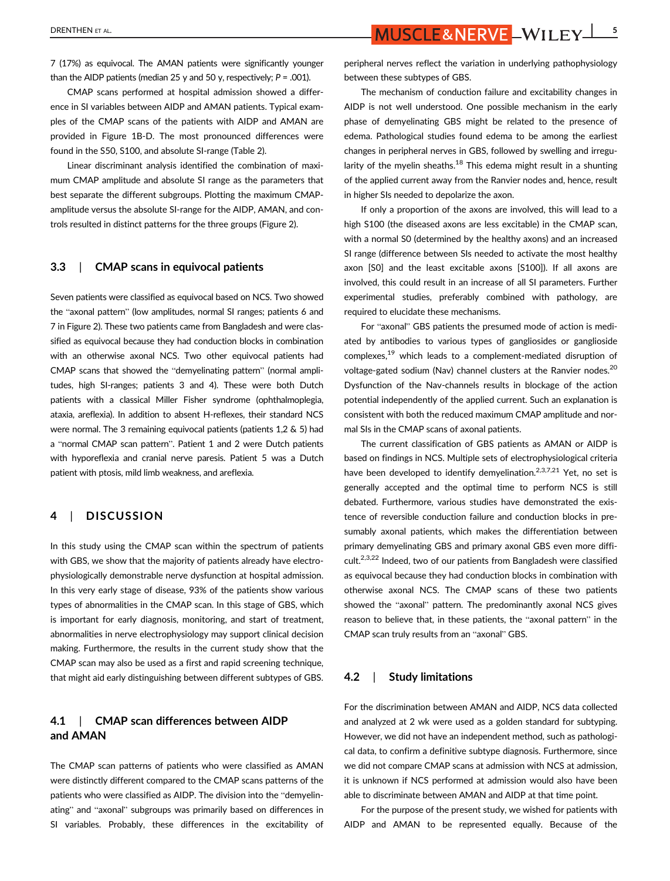7 (17%) as equivocal. The AMAN patients were significantly younger than the AIDP patients (median 25 y and 50 y, respectively; $P = .001$).

CMAP scans performed at hospital admission showed a difference in SI variables between AIDP and AMAN patients. Typical examples of the CMAP scans of the patients with AIDP and AMAN are provided in Figure 1B-D. The most pronounced differences were found in the S50, S100, and absolute SI-range (Table 2).

Linear discriminant analysis identified the combination of maximum CMAP amplitude and absolute SI range as the parameters that best separate the different subgroups. Plotting the maximum CMAP-amplitude versus the absolute SI-range for the AIDP, AMAN, and controls resulted in distinct patterns for the three groups (Figure 2).

### 3.3 | CMAP scans in equivocal patients

Seven patients were classified as equivocal based on NCS. Two showed the "axonal pattern" (low amplitudes, normal SI ranges; patients 6 and 7 in Figure 2). These two patients came from Bangladesh and were classified as equivocal because they had conduction blocks in combination with an otherwise axonal NCS. Two other equivocal patients had CMAP scans that showed the "demyelinating pattern" (normal amplitudes, high SI-ranges; patients 3 and 4). These were both Dutch patients with a classical Miller Fisher syndrome (ophthalmoplegia, ataxia, areflexia). In addition to absent H-reflexes, their standard NCS were normal. The 3 remaining equivocal patients (patients 1,2 & 5) had a "normal CMAP scan pattern". Patient 1 and 2 were Dutch patients with hyporeflexia and cranial nerve paresis. Patient 5 was a Dutch patient with ptosis, mild limb weakness, and areflexia.

## 4 | DISCUSSION

In this study using the CMAP scan within the spectrum of patients with GBS, we show that the majority of patients already have electrophysiologically demonstrable nerve dysfunction at hospital admission. In this very early stage of disease, 93% of the patients show various types of abnormalities in the CMAP scan. In this stage of GBS, which is important for early diagnosis, monitoring, and start of treatment, abnormalities in nerve electrophysiology may support clinical decision making. Furthermore, the results in the current study show that the CMAP scan may also be used as a first and rapid screening technique, that might aid early distinguishing between different subtypes of GBS.

### 4.1 | CMAP scan differences between AIDP and AMAN

The CMAP scan patterns of patients who were classified as AMAN were distinctly different compared to the CMAP scans patterns of the patients who were classified as AIDP. The division into the "demyelinating" and "axonal" subgroups was primarily based on differences in SI variables. Probably, these differences in the excitability of peripheral nerves reflect the variation in underlying pathophysiology between these subtypes of GBS.

The mechanism of conduction failure and excitability changes in AIDP is not well understood. One possible mechanism in the early phase of demyelinating GBS might be related to the presence of edema. Pathological studies found edema to be among the earliest changes in peripheral nerves in GBS, followed by swelling and irregularity of the myelin sheaths.[18] This edema might result in a shunting of the applied current away from the Ranvier nodes and, hence, result in higher SIs needed to depolarize the axon.

If only a proportion of the axons are involved, this will lead to a high S100 (the diseased axons are less excitable) in the CMAP scan, with a normal S0 (determined by the healthy axons) and an increased SI range (difference between SIs needed to activate the most healthy axon [S0] and the least excitable axons [S100]). If all axons are involved, this could result in an increase of all SI parameters. Further experimental studies, preferably combined with pathology, are required to elucidate these mechanisms.

For "axonal" GBS patients the presumed mode of action is mediated by antibodies to various types of gangliosides or ganglioside complexes,[19] which leads to a complement-mediated disruption of voltage-gated sodium (Nav) channel clusters at the Ranvier nodes.[20] Dysfunction of the Nav-channels results in blockage of the action potential independently of the applied current. Such an explanation is consistent with both the reduced maximum CMAP amplitude and normal SIs in the CMAP scans of axonal patients.

The current classification of GBS patients as AMAN or AIDP is based on findings in NCS. Multiple sets of electrophysiological criteria have been developed to identify demyelination.[2,3,7,21] Yet, no set is generally accepted and the optimal time to perform NCS is still debated. Furthermore, various studies have demonstrated the existence of reversible conduction failure and conduction blocks in presumably axonal patients, which makes the differentiation between primary demyelinating GBS and primary axonal GBS even more difficult.[2,3,22] Indeed, two of our patients from Bangladesh were classified as equivocal because they had conduction blocks in combination with otherwise axonal NCS. The CMAP scans of these two patients showed the "axonal" pattern. The predominantly axonal NCS gives reason to believe that, in these patients, the "axonal pattern" in the CMAP scan truly results from an "axonal" GBS.

### 4.2 | Study limitations

For the discrimination between AMAN and AIDP, NCS data collected and analyzed at 2 wk were used as a golden standard for subtyping. However, we did not have an independent method, such as pathological data, to confirm a definitive subtype diagnosis. Furthermore, since we did not compare CMAP scans at admission with NCS at admission, it is unknown if NCS performed at admission would also have been able to discriminate between AMAN and AIDP at that time point.

For the purpose of the present study, we wished for patients with AIDP and AMAN to be represented equally. Because of the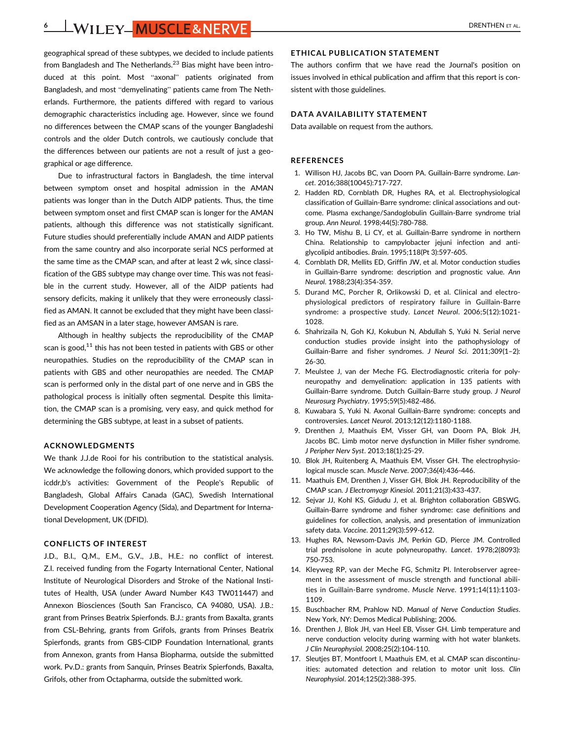geographical spread of these subtypes, we decided to include patients from Bangladesh and The Netherlands.[23] Bias might have been introduced at this point. Most "axonal" patients originated from Bangladesh, and most "demyelinating" patients came from The Netherlands. Furthermore, the patients differed with regard to various demographic characteristics including age. However, since we found no differences between the CMAP scans of the younger Bangladeshi controls and the older Dutch controls, we cautiously conclude that the differences between our patients are not a result of just a geographical or age difference.

Due to infrastructural factors in Bangladesh, the time interval between symptom onset and hospital admission in the AMAN patients was longer than in the Dutch AIDP patients. Thus, the time between symptom onset and first CMAP scan is longer for the AMAN patients, although this difference was not statistically significant. Future studies should preferentially include AMAN and AIDP patients from the same country and also incorporate serial NCS performed at the same time as the CMAP scan, and after at least 2 wk, since classification of the GBS subtype may change over time. This was not feasible in the current study. However, all of the AIDP patients had sensory deficits, making it unlikely that they were erroneously classified as AMAN. It cannot be excluded that they might have been classified as an AMSAN in a later stage, however AMSAN is rare.

Although in healthy subjects the reproducibility of the CMAP scan is good,[11] this has not been tested in patients with GBS or other neuropathies. Studies on the reproducibility of the CMAP scan in patients with GBS and other neuropathies are needed. The CMAP scan is performed only in the distal part of one nerve and in GBS the pathological process is initially often segmental. Despite this limitation, the CMAP scan is a promising, very easy, and quick method for determining the GBS subtype, at least in a subset of patients.

## ACKNOWLEDGMENTS

We thank J.J.de Rooi for his contribution to the statistical analysis. We acknowledge the following donors, which provided support to the icddr,b's activities: Government of the People's Republic of Bangladesh, Global Affairs Canada (GAC), Swedish International Development Cooperation Agency (Sida), and Department for International Development, UK (DFID).

## CONFLICTS OF INTEREST

J.D., B.I., Q.M., E.M., G.V., J.B., H.E.: no conflict of interest. Z.I. received funding from the Fogarty International Center, National Institute of Neurological Disorders and Stroke of the National Institutes of Health, USA (under Award Number K43 TW011447) and Annexon Biosciences (South San Francisco, CA 94080, USA). J.B.: grant from Prinses Beatrix Spierfonds. B.J.: grants from Baxalta, grants from CSL-Behring, grants from Grifols, grants from Prinses Beatrix Spierfonds, grants from GBS-CIDP Foundation International, grants from Annexon, grants from Hansa Biopharma, outside the submitted work. Pv.D.: grants from Sanquin, Prinses Beatrix Spierfonds, Baxalta, Grifols, other from Octapharma, outside the submitted work.

## ETHICAL PUBLICATION STATEMENT

The authors confirm that we have read the Journal's position on issues involved in ethical publication and affirm that this report is consistent with those guidelines.

## DATA AVAILABILITY STATEMENT

Data available on request from the authors.

## REFERENCES

1. Willison HJ, Jacobs BC, van Doorn PA. Guillain-Barre syndrome. *Lancet*. 2016;388(10045):717-727.
2. Hadden RD, Cornblath DR, Hughes RA, et al. Electrophysiological classification of Guillain-Barre syndrome: clinical associations and outcome. Plasma exchange/Sandoglobulin Guillain-Barre syndrome trial group. *Ann Neurol*. 1998;44(5):780-788.
3. Ho TW, Mishu B, Li CY, et al. Guillain-Barre syndrome in northern China. Relationship to campylobacter jejuni infection and anti-glycolipid antibodies. *Brain*. 1995;118(Pt 3):597-605.
4. Cornblath DR, Mellits ED, Griffin JW, et al. Motor conduction studies in Guillain-Barre syndrome: description and prognostic value. *Ann Neurol*. 1988;23(4):354-359.
5. Durand MC, Porcher R, Orlikowski D, et al. Clinical and electrophysiological predictors of respiratory failure in Guillain-Barre syndrome: a prospective study. *Lancet Neurol*. 2006;5(12):1021-1028.
6. Shahrizaila N, Goh KJ, Kokubun N, Abdullah S, Yuki N. Serial nerve conduction studies provide insight into the pathophysiology of Guillain-Barre and fisher syndromes. *J Neurol Sci*. 2011;309(1–2):26-30.
7. Meulstee J, van der Meche FG. Electrodiagnostic criteria for polyneuropathy and demyelination: application in 135 patients with Guillain-Barre syndrome. Dutch Guillain-Barre study group. *J Neurol Neurosurg Psychiatry*. 1995;59(5):482-486.
8. Kuwabara S, Yuki N. Axonal Guillain-Barre syndrome: concepts and controversies. *Lancet Neurol*. 2013;12(12):1180-1188.
9. Drenthen J, Maathuis EM, Visser GH, van Doorn PA, Blok JH, Jacobs BC. Limb motor nerve dysfunction in Miller fisher syndrome. *J Peripher Nerv Syst*. 2013;18(1):25-29.
10. Blok JH, Ruitenberg A, Maathuis EM, Visser GH. The electrophysiological muscle scan. *Muscle Nerve*. 2007;36(4):436-446.
11. Maathuis EM, Drenthen J, Visser GH, Blok JH. Reproducibility of the CMAP scan. *J Electromyogr Kinesiol*. 2011;21(3):433-437.
12. Sejvar JJ, Kohl KS, Gidudu J, et al. Brighton collaboration GBSWG. Guillain-Barre syndrome and fisher syndrome: case definitions and guidelines for collection, analysis, and presentation of immunization safety data. *Vaccine*. 2011;29(3):599-612.
13. Hughes RA, Newsom-Davis JM, Perkin GD, Pierce JM. Controlled trial prednisolone in acute polyneuropathy. *Lancet*. 1978;2(8093):750-753.
14. Kleyweg RP, van der Meche FG, Schmitz PI. Interobserver agreement in the assessment of muscle strength and functional abilities in Guillain-Barre syndrome. *Muscle Nerve*. 1991;14(11):1103-1109.
15. Buschbacher RM, Prahlow ND. *Manual of Nerve Conduction Studies*. New York, NY: Demos Medical Publishing; 2006.
16. Drenthen J, Blok JH, van Heel EB, Visser GH. Limb temperature and nerve conduction velocity during warming with hot water blankets. *J Clin Neurophysiol*. 2008;25(2):104-110.
17. Sleutjes BT, Montfoort I, Maathuis EM, et al. CMAP scan discontinuities: automated detection and relation to motor unit loss. *Clin Neurophysiol*. 2014;125(2):388-395.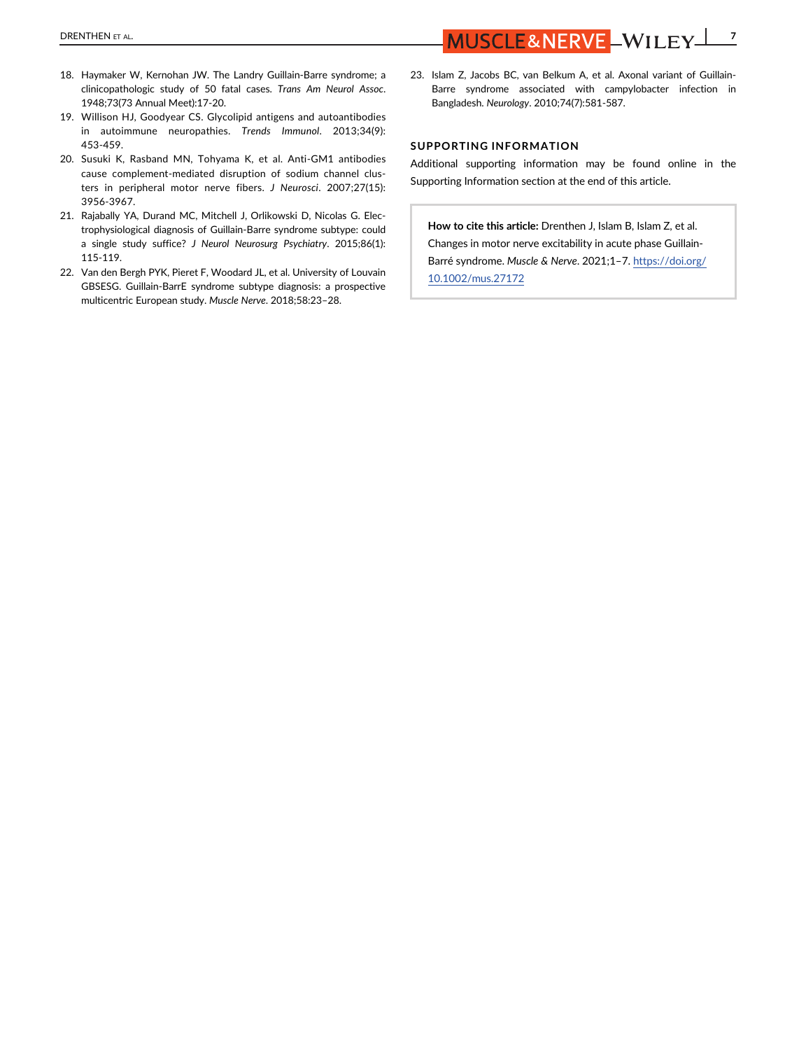18. Haymaker W, Kernohan JW. The Landry Guillain-Barre syndrome; a clinicopathologic study of 50 fatal cases. *Trans Am Neurol Assoc*. 1948;73(73 Annual Meet):17-20.
19. Willison HJ, Goodyear CS. Glycolipid antigens and autoantibodies in autoimmune neuropathies. *Trends Immunol*. 2013;34(9):453-459.
20. Susuki K, Rasband MN, Tohyama K, et al. Anti-GM1 antibodies cause complement-mediated disruption of sodium channel clusters in peripheral motor nerve fibers. *J Neurosci*. 2007;27(15):3956-3967.
21. Rajabally YA, Durand MC, Mitchell J, Orlikowski D, Nicolas G. Electrophysiological diagnosis of Guillain-Barre syndrome subtype: could a single study suffice? *J Neurol Neurosurg Psychiatry*. 2015;86(1):115-119.
22. Van den Bergh PYK, Pieret F, Woodard JL, et al. University of Louvain GBSESG. Guillain-BarrE syndrome subtype diagnosis: a prospective multicentric European study. *Muscle Nerve*. 2018;58:23–28.
23. Islam Z, Jacobs BC, van Belkum A, et al. Axonal variant of Guillain-Barre syndrome associated with campylobacter infection in Bangladesh. *Neurology*. 2010;74(7):581-587.

## SUPPORTING INFORMATION

Additional supporting information may be found online in the Supporting Information section at the end of this article.

**How to cite this article:** Drenthen J, Islam B, Islam Z, et al. Changes in motor nerve excitability in acute phase Guillain-Barré syndrome. *Muscle & Nerve*. 2021;1–7. https://doi.org/10.1002/mus.27172